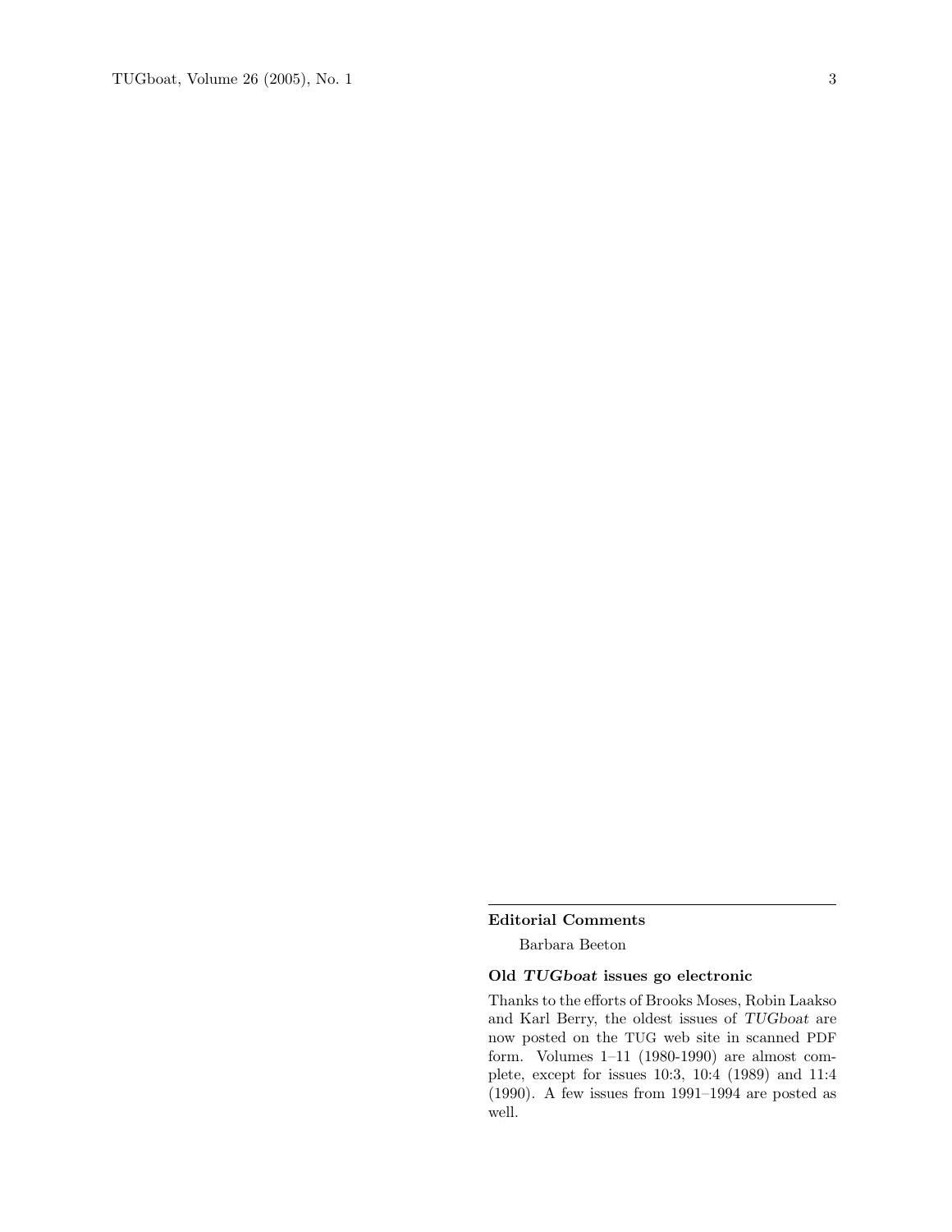## Editorial Comments

Barbara Beeton

### Old *TUGboat* issues go electronic

Thanks to the efforts of Brooks Moses, Robin Laakso and Karl Berry, the oldest issues of *TUGboat* are now posted on the TUG web site in scanned PDF form. Volumes 1–11 (1980-1990) are almost complete, except for issues 10:3, 10:4 (1989) and 11:4 (1990). A few issues from 1991–1994 are posted as well.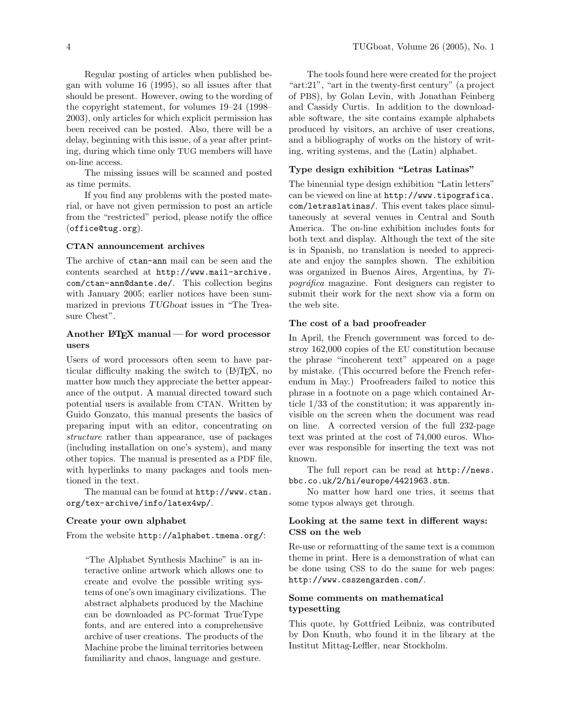Regular posting of articles when published began with volume 16 (1995), so all issues after that should be present. However, owing to the wording of the copyright statement, for volumes 19–24 (1998–2003), only articles for which explicit permission has been received can be posted. Also, there will be a delay, beginning with this issue, of a year after printing, during which time only TUG members will have on-line access.

The missing issues will be scanned and posted as time permits.

If you find any problems with the posted material, or have not given permission to post an article from the "restricted" period, please notify the office (`office@tug.org`).

### CTAN announcement archives

The archive of `ctan-ann` mail can be seen and the contents searched at `http://www.mail-archive.com/ctan-ann@dante.de/`. This collection begins with January 2005; earlier notices have been summarized in previous *TUGboat* issues in "The Treasure Chest".

### Another LaTeX manual — for word processor users

Users of word processors often seem to have particular difficulty making the switch to (LA)TeX, no matter how much they appreciate the better appearance of the output. A manual directed toward such potential users is available from CTAN. Written by Guido Gonzato, this manual presents the basics of preparing input with an editor, concentrating on *structure* rather than appearance, use of packages (including installation on one's system), and many other topics. The manual is presented as a PDF file, with hyperlinks to many packages and tools mentioned in the text.

The manual can be found at `http://www.ctan.org/tex-archive/info/latex4wp/`.

### Create your own alphabet

From the website `http://alphabet.tmema.org/`:

> "The Alphabet Synthesis Machine" is an interactive online artwork which allows one to create and evolve the possible writing systems of one's own imaginary civilizations. The abstract alphabets produced by the Machine can be downloaded as PC-format TrueType fonts, and are entered into a comprehensive archive of user creations. The products of the Machine probe the liminal territories between familiarity and chaos, language and gesture.

The tools found here were created for the project "art:21", "art in the twenty-first century" (a project of PBS), by Golan Levin, with Jonathan Feinberg and Cassidy Curtis. In addition to the downloadable software, the site contains example alphabets produced by visitors, an archive of user creations, and a bibliography of works on the history of writing, writing systems, and the (Latin) alphabet.

### Type design exhibition "Letras Latinas"

The binennial type design exhibition "Latin letters" can be viewed on line at `http://www.tipografica.com/letraslatinas/`. This event takes place simultaneously at several venues in Central and South America. The on-line exhibition includes fonts for both text and display. Although the text of the site is in Spanish, no translation is needed to appreciate and enjoy the samples shown. The exhibition was organized in Buenos Aires, Argentina, by *Tipográfica* magazine. Font designers can register to submit their work for the next show via a form on the web site.

### The cost of a bad proofreader

In April, the French government was forced to destroy 162,000 copies of the EU constitution because the phrase "incoherent text" appeared on a page by mistake. (This occurred before the French referendum in May.) Proofreaders failed to notice this phrase in a footnote on a page which contained Article 1/33 of the constitution; it was apparently invisible on the screen when the document was read on line. A corrected version of the full 232-page text was printed at the cost of 74,000 euros. Whoever was responsible for inserting the text was not known.

The full report can be read at `http://news.bbc.co.uk/2/hi/europe/4421963.stm`.

No matter how hard one tries, it seems that some typos always get through.

### Looking at the same text in different ways: CSS on the web

Re-use or reformatting of the same text is a common theme in print. Here is a demonstration of what can be done using CSS to do the same for web pages: `http://www.csszengarden.com/`.

### Some comments on mathematical typesetting

This quote, by Gottfried Leibniz, was contributed by Don Knuth, who found it in the library at the Institut Mittag-Leffler, near Stockholm.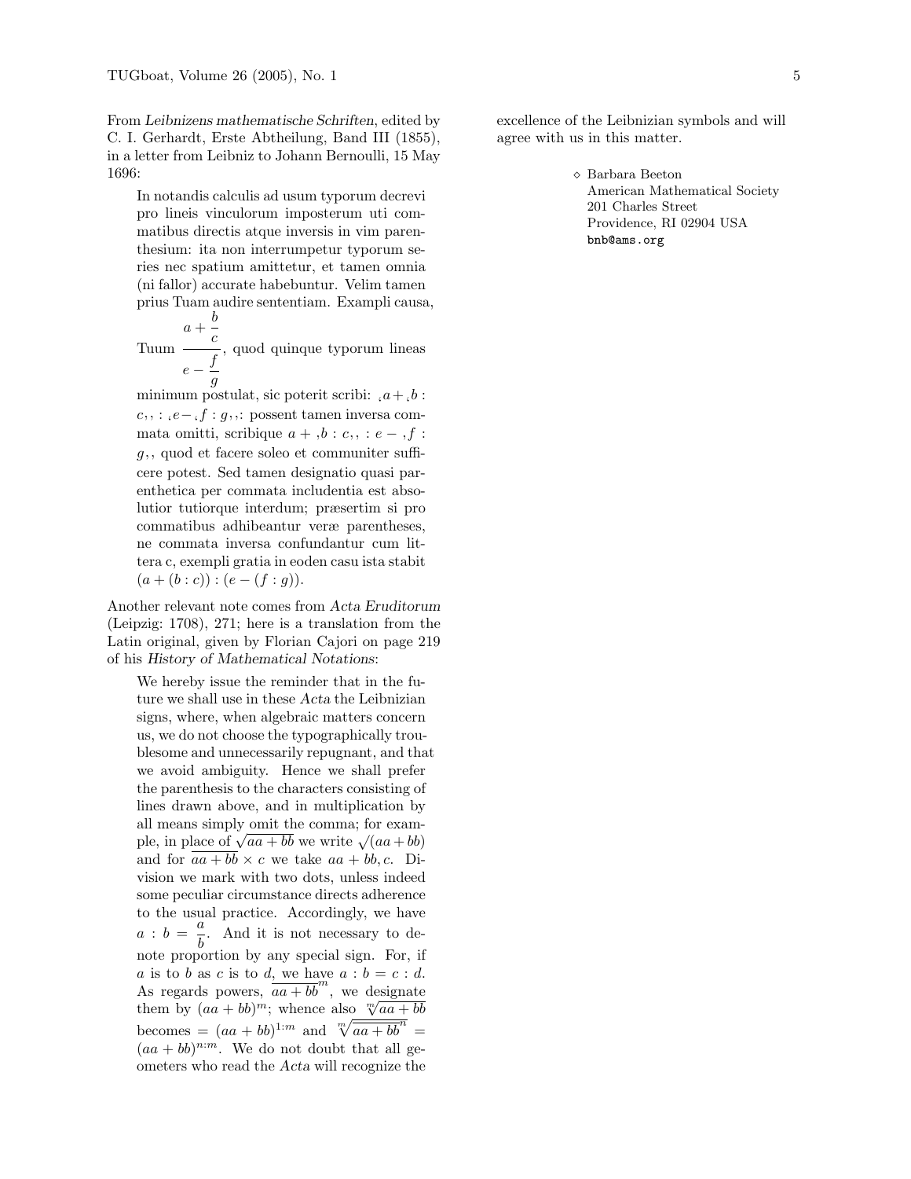From *Leibnizens mathematische Schriften*, edited by C. I. Gerhardt, Erste Abtheilung, Band III (1855), in a letter from Leibniz to Johann Bernoulli, 15 May 1696:

> In notandis calculis ad usum typorum decrevi pro lineis vinculorum imposterum uti commatibus directis atque inversis in vim parenthesium: ita non interrumpetur typorum series nec spatium amittetur, et tamen omnia (ni fallor) accurate habebuntur. Velim tamen prius Tuam audire sententiam. Exampli causa, Tuum $\dfrac{a+\dfrac{b}{c}}{e-\dfrac{f}{g}}$, quod quinque typorum lineas minimum postulat, sic poterit scribi: ${}_{\text{‚}}a+{}_{\text{‚}}b:c,,:{}_{\text{‚}}e-{}_{\text{‚}}f:g,,$: possent tamen inversa commata omitti, scribique $a+,b:c,,:e-,f:g,,$ quod et facere soleo et communiter sufficere potest. Sed tamen designatio quasi parenthetica per commata includentia est absolutior tutiorque interdum; præsertim si pro commatibus adhibeantur veræ parentheses, ne commata inversa confundantur cum littera c, exempli gratia in eoden casu ista stabit $(a+(b:c)):(e-(f:g))$.

Another relevant note comes from *Acta Eruditorum* (Leipzig: 1708), 271; here is a translation from the Latin original, given by Florian Cajori on page 219 of his *History of Mathematical Notations*:

> We hereby issue the reminder that in the future we shall use in these *Acta* the Leibnizian signs, where, when algebraic matters concern us, we do not choose the typographically troublesome and unnecessarily repugnant, and that we avoid ambiguity. Hence we shall prefer the parenthesis to the characters consisting of lines drawn above, and in multiplication by all means simply omit the comma; for example, in place of $\sqrt{aa+bb}$ we write $\sqrt{}(aa+bb)$ and for $\overline{aa+bb}\times c$ we take $aa+bb,c$. Division we mark with two dots, unless indeed some peculiar circumstance directs adherence to the usual practice. Accordingly, we have $a:b=\dfrac{a}{b}$. And it is not necessary to denote proportion by any special sign. For, if $a$ is to $b$ as $c$ is to $d$, we have $a:b=c:d$. As regards powers, $\overline{aa+bb}^{m}$, we designate them by $(aa+bb)^m$; whence also $\sqrt[m]{aa+bb}$ becomes $=(aa+bb)^{1:m}$ and $\sqrt[m]{\overline{aa+bb}^{n}}=(aa+bb)^{n:m}$. We do not doubt that all geometers who read the *Acta* will recognize the excellence of the Leibnizian symbols and will agree with us in this matter.

◇ Barbara Beeton
American Mathematical Society
201 Charles Street
Providence, RI 02904 USA
bnb@ams.org